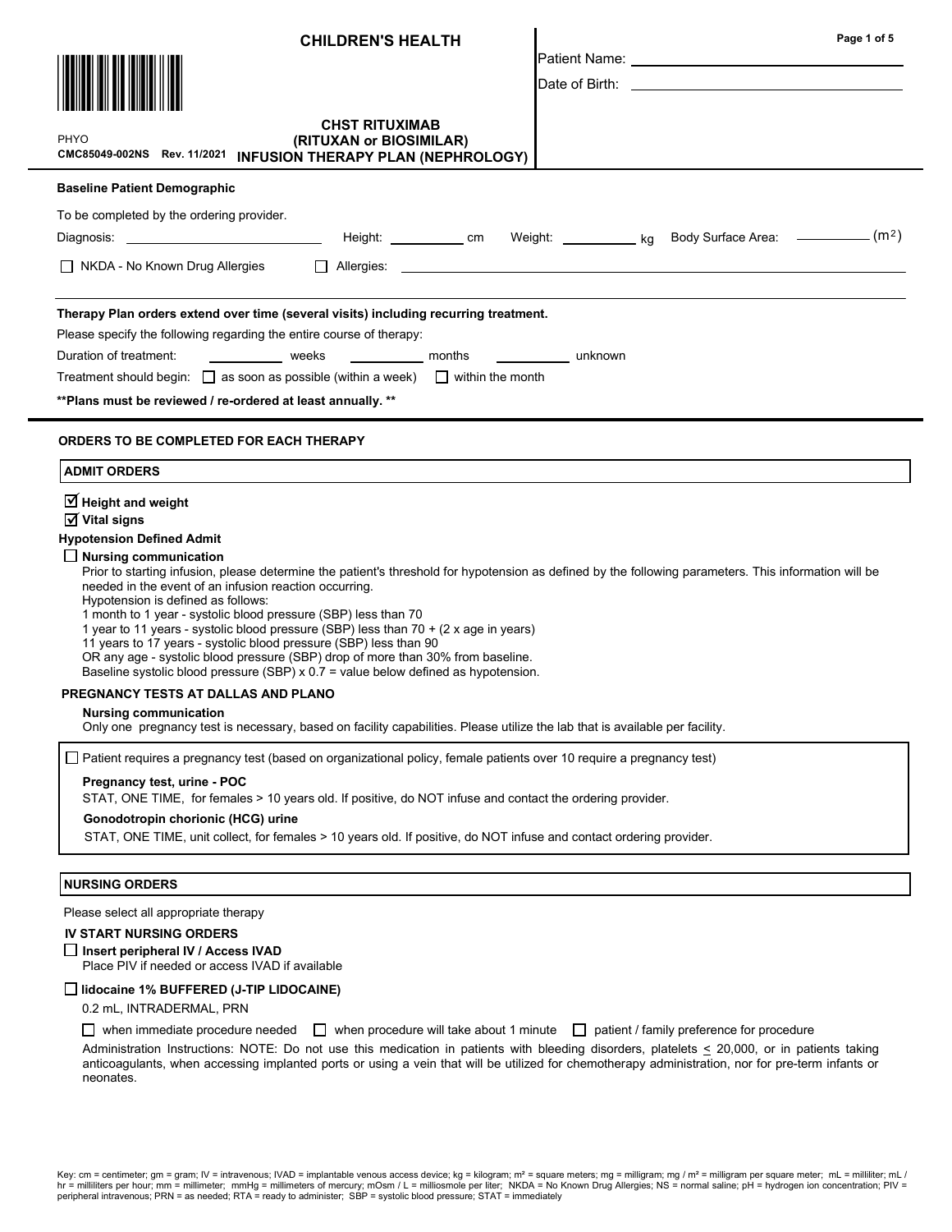# CHILDREN'S HEALTH

PHYO
CMC85049-002NS Rev. 11/2021

## CHST RITUXIMAB (RITUXAN or BIOSIMILAR) INFUSION THERAPY PLAN (NEPHROLOGY)

Patient Name: ______________________

Date of Birth: ______________________

**Baseline Patient Demographic**

To be completed by the ordering provider.

Diagnosis: ______________ Height: ________ cm Weight: ________ kg Body Surface Area: ________ ($m^2$)

☐ NKDA - No Known Drug Allergies ☐ Allergies: ______________________

**Therapy Plan orders extend over time (several visits) including recurring treatment.**

Please specify the following regarding the entire course of therapy:

Duration of treatment: ________ weeks ________ months ________ unknown

Treatment should begin: ☐ as soon as possible (within a week) ☐ within the month

**\*\*Plans must be reviewed / re-ordered at least annually. \*\***

### ORDERS TO BE COMPLETED FOR EACH THERAPY

#### ADMIT ORDERS

☑ **Height and weight**

☑ **Vital signs**

**Hypotension Defined Admit**

☐ **Nursing communication**

Prior to starting infusion, please determine the patient's threshold for hypotension as defined by the following parameters. This information will be needed in the event of an infusion reaction occurring.
Hypotension is defined as follows:
1 month to 1 year - systolic blood pressure (SBP) less than 70
1 year to 11 years - systolic blood pressure (SBP) less than 70 + (2 x age in years)
11 years to 17 years - systolic blood pressure (SBP) less than 90
OR any age - systolic blood pressure (SBP) drop of more than 30% from baseline.
Baseline systolic blood pressure (SBP) x 0.7 = value below defined as hypotension.

**PREGNANCY TESTS AT DALLAS AND PLANO**

**Nursing communication**

Only one pregnancy test is necessary, based on facility capabilities. Please utilize the lab that is available per facility.

☐ Patient requires a pregnancy test (based on organizational policy, female patients over 10 require a pregnancy test)

**Pregnancy test, urine - POC**

STAT, ONE TIME, for females > 10 years old. If positive, do NOT infuse and contact the ordering provider.

**Gonodotropin chorionic (HCG) urine**

STAT, ONE TIME, unit collect, for females > 10 years old. If positive, do NOT infuse and contact ordering provider.

#### NURSING ORDERS

Please select all appropriate therapy

**IV START NURSING ORDERS**

☐ **Insert peripheral IV / Access IVAD**

Place PIV if needed or access IVAD if available

☐ **lidocaine 1% BUFFERED (J-TIP LIDOCAINE)**

0.2 mL, INTRADERMAL, PRN

☐ when immediate procedure needed ☐ when procedure will take about 1 minute ☐ patient / family preference for procedure

Administration Instructions: NOTE: Do not use this medication in patients with bleeding disorders, platelets ≤ 20,000, or in patients taking anticoagulants, when accessing implanted ports or using a vein that will be utilized for chemotherapy administration, nor for pre-term infants or neonates.

Key: cm = centimeter; gm = gram; IV = intravenous; IVAD = implantable venous access device; kg = kilogram; m² = square meters; mg = milligram; mg / m² = milligram per square meter; mL = milliliter; mL / hr = milliliters per hour; mm = millimeter; mmHg = millimeters of mercury; mOsm / L = milliosmole per liter; NKDA = No Known Drug Allergies; NS = normal saline; pH = hydrogen ion concentration; PIV = peripheral intravenous; PRN = as needed; RTA = ready to administer; SBP = systolic blood pressure; STAT = immediately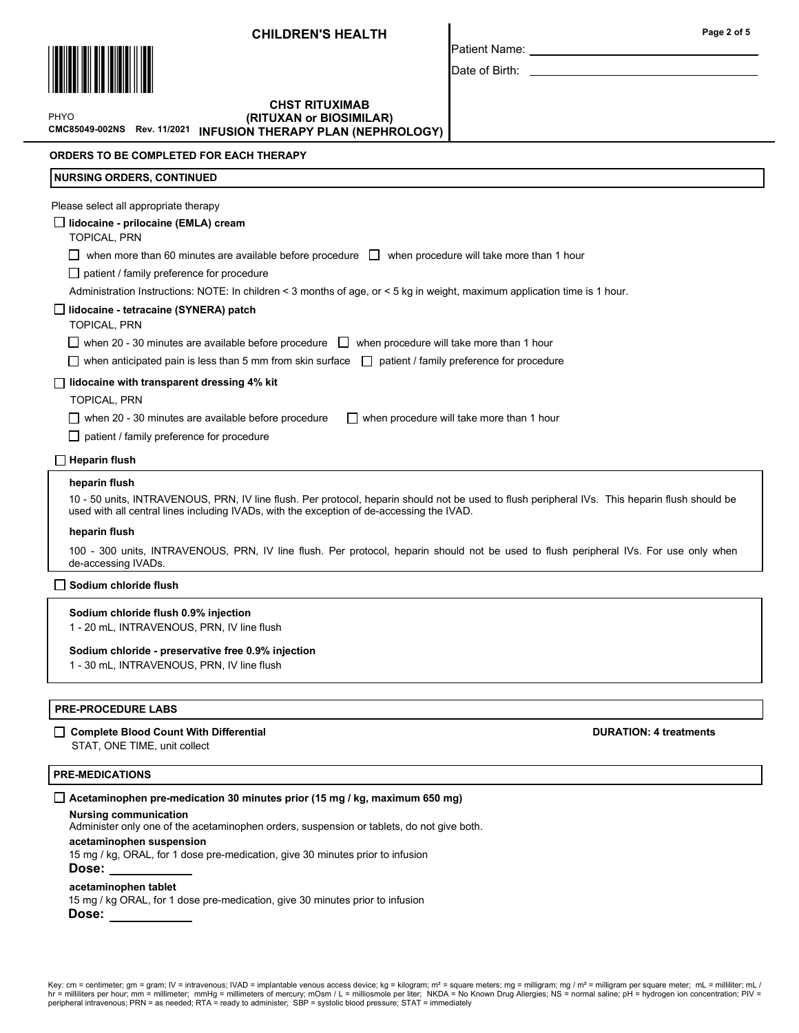CHILDREN'S HEALTH

Patient Name: ______________________

Date of Birth: ______________________

PHYO
CMC85049-002NS Rev. 11/2021

**CHST RITUXIMAB (RITUXAN or BIOSIMILAR) INFUSION THERAPY PLAN (NEPHROLOGY)**

## ORDERS TO BE COMPLETED FOR EACH THERAPY

### NURSING ORDERS, CONTINUED

Please select all appropriate therapy

☐ **lidocaine - prilocaine (EMLA) cream**
TOPICAL, PRN

☐ when more than 60 minutes are available before procedure ☐ when procedure will take more than 1 hour

☐ patient / family preference for procedure

Administration Instructions: NOTE: In children < 3 months of age, or < 5 kg in weight, maximum application time is 1 hour.

☐ **lidocaine - tetracaine (SYNERA) patch**
TOPICAL, PRN

☐ when 20 - 30 minutes are available before procedure ☐ when procedure will take more than 1 hour

☐ when anticipated pain is less than 5 mm from skin surface ☐ patient / family preference for procedure

☐ **lidocaine with transparent dressing 4% kit**
TOPICAL, PRN

☐ when 20 - 30 minutes are available before procedure ☐ when procedure will take more than 1 hour

☐ patient / family preference for procedure

☐ **Heparin flush**

**heparin flush**

10 - 50 units, INTRAVENOUS, PRN, IV line flush. Per protocol, heparin should not be used to flush peripheral IVs. This heparin flush should be used with all central lines including IVADs, with the exception of de-accessing the IVAD.

**heparin flush**

100 - 300 units, INTRAVENOUS, PRN, IV line flush. Per protocol, heparin should not be used to flush peripheral IVs. For use only when de-accessing IVADs.

☐ **Sodium chloride flush**

**Sodium chloride flush 0.9% injection**
1 - 20 mL, INTRAVENOUS, PRN, IV line flush

**Sodium chloride - preservative free 0.9% injection**
1 - 30 mL, INTRAVENOUS, PRN, IV line flush

### PRE-PROCEDURE LABS

☐ **Complete Blood Count With Differential** — **DURATION: 4 treatments**
STAT, ONE TIME, unit collect

### PRE-MEDICATIONS

☐ **Acetaminophen pre-medication 30 minutes prior (15 mg / kg, maximum 650 mg)**

**Nursing communication**
Administer only one of the acetaminophen orders, suspension or tablets, do not give both.

**acetaminophen suspension**
15 mg / kg, ORAL, for 1 dose pre-medication, give 30 minutes prior to infusion
**Dose:** ____________

**acetaminophen tablet**
15 mg / kg ORAL, for 1 dose pre-medication, give 30 minutes prior to infusion
**Dose:** ____________

Key: cm = centimeter; gm = gram; IV = intravenous; IVAD = implantable venous access device; kg = kilogram; m² = square meters; mg = milligram; mg / m² = milligram per square meter; mL = milliliter; mL / hr = milliliters per hour; mm = millimeter; mmHg = millimeters of mercury; mOsm / L = milliosmole per liter; NKDA = No Known Drug Allergies; NS = normal saline; pH = hydrogen ion concentration; PIV = peripheral intravenous; PRN = as needed; RTA = ready to administer; SBP = systolic blood pressure; STAT = immediately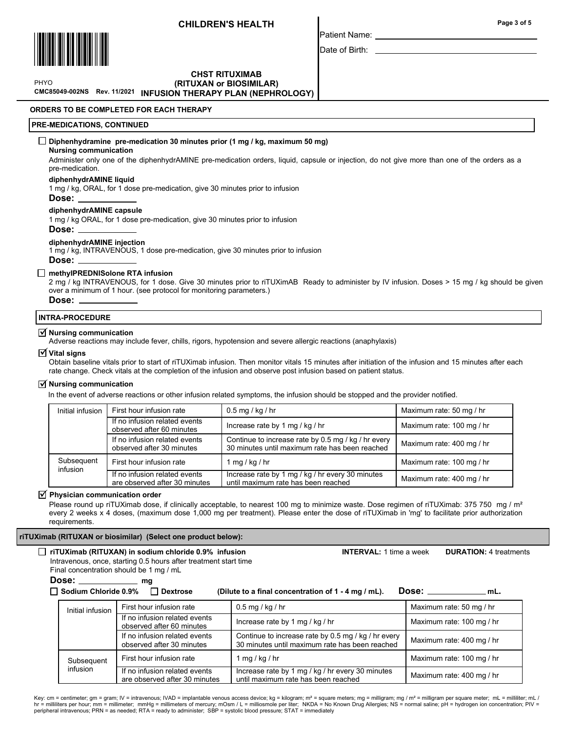**CHILDREN'S HEALTH**

Patient Name: \_\_\_\_\_\_\_\_\_\_\_\_\_\_\_\_\_\_\_\_

Date of Birth: \_\_\_\_\_\_\_\_\_\_\_\_\_\_\_\_\_\_\_\_

PHYO
CMC85049-002NS Rev. 11/2021

**CHST RITUXIMAB (RITUXAN or BIOSIMILAR) INFUSION THERAPY PLAN (NEPHROLOGY)**

**ORDERS TO BE COMPLETED FOR EACH THERAPY**

## PRE-MEDICATIONS, CONTINUED

☐ **Diphenhydramine pre-medication 30 minutes prior (1 mg / kg, maximum 50 mg)**

**Nursing communication**

Administer only one of the diphenhydrAMINE pre-medication orders, liquid, capsule or injection, do not give more than one of the orders as a pre-medication.

**diphenhydrAMINE liquid**

1 mg / kg, ORAL, for 1 dose pre-medication, give 30 minutes prior to infusion

**Dose:** \_\_\_\_\_\_\_\_\_\_

**diphenhydrAMINE capsule**

1 mg / kg ORAL, for 1 dose pre-medication, give 30 minutes prior to infusion

**Dose:** \_\_\_\_\_\_\_\_\_\_

**diphenhydrAMINE injection**

1 mg / kg, INTRAVENOUS, 1 dose pre-medication, give 30 minutes prior to infusion

**Dose:** \_\_\_\_\_\_\_\_\_\_

☐ **methylPREDNISolone RTA infusion**

2 mg / kg INTRAVENOUS, for 1 dose. Give 30 minutes prior to riTUXimAB Ready to administer by IV infusion. Doses > 15 mg / kg should be given over a minimum of 1 hour. (see protocol for monitoring parameters.)

**Dose:** \_\_\_\_\_\_\_\_\_\_

## INTRA-PROCEDURE

☑ **Nursing communication**

Adverse reactions may include fever, chills, rigors, hypotension and severe allergic reactions (anaphylaxis)

☑ **Vital signs**

Obtain baseline vitals prior to start of riTUXimab infusion. Then monitor vitals 15 minutes after initiation of the infusion and 15 minutes after each rate change. Check vitals at the completion of the infusion and observe post infusion based on patient status.

☑ **Nursing communication**

In the event of adverse reactions or other infusion related symptoms, the infusion should be stopped and the provider notified.

| | | | |
|---|---|---|---|
| Initial infusion | First hour infusion rate | 0.5 mg / kg / hr | Maximum rate: 50 mg / hr |
| | If no infusion related events observed after 60 minutes | Increase rate by 1 mg / kg / hr | Maximum rate: 100 mg / hr |
| | If no infusion related events observed after 30 minutes | Continue to increase rate by 0.5 mg / kg / hr every 30 minutes until maximum rate has been reached | Maximum rate: 400 mg / hr |
| Subsequent infusion | First hour infusion rate | 1 mg / kg / hr | Maximum rate: 100 mg / hr |
| | If no infusion related events are observed after 30 minutes | Increase rate by 1 mg / kg / hr every 30 minutes until maximum rate has been reached | Maximum rate: 400 mg / hr |

☑ **Physician communication order**

Please round up riTUXimab dose, if clinically acceptable, to nearest 100 mg to minimize waste. Dose regimen of riTUXimab: 375 750 mg / m² every 2 weeks x 4 doses, (maximum dose 1,000 mg per treatment). Please enter the dose of riTUXimab in 'mg' to facilitate prior authorization requirements.

## riTUXimab (RITUXAN or biosimilar) (Select one product below):

☐ **riTUXimab (RITUXAN) in sodium chloride 0.9% infusion** **INTERVAL:** 1 time a week **DURATION:** 4 treatments

Intravenous, once, starting 0.5 hours after treatment start time

Final concentration should be 1 mg / mL

**Dose:** \_\_\_\_\_\_\_\_\_\_ **mg**

☐ **Sodium Chloride 0.9%** ☐ **Dextrose** **(Dilute to a final concentration of 1 - 4 mg / mL).** **Dose:** \_\_\_\_\_\_\_\_\_\_ **mL.**

| | | | |
|---|---|---|---|
| Initial infusion | First hour infusion rate | 0.5 mg / kg / hr | Maximum rate: 50 mg / hr |
| | If no infusion related events observed after 60 minutes | Increase rate by 1 mg / kg / hr | Maximum rate: 100 mg / hr |
| | If no infusion related events observed after 30 minutes | Continue to increase rate by 0.5 mg / kg / hr every 30 minutes until maximum rate has been reached | Maximum rate: 400 mg / hr |
| Subsequent infusion | First hour infusion rate | 1 mg / kg / hr | Maximum rate: 100 mg / hr |
| | If no infusion related events are observed after 30 minutes | Increase rate by 1 mg / kg / hr every 30 minutes until maximum rate has been reached | Maximum rate: 400 mg / hr |

Key: cm = centimeter; gm = gram; IV = intravenous; IVAD = implantable venous access device; kg = kilogram; m² = square meters; mg = milligram; mg / m² = milligram per square meter; mL = milliliter; mL / hr = milliliters per hour; mm = millimeter; mmHg = millimeters of mercury; mOsm / L = milliosmole per liter; NKDA = No Known Drug Allergies; NS = normal saline; pH = hydrogen ion concentration; PIV = peripheral intravenous; PRN = as needed; RTA = ready to administer; SBP = systolic blood pressure; STAT = immediately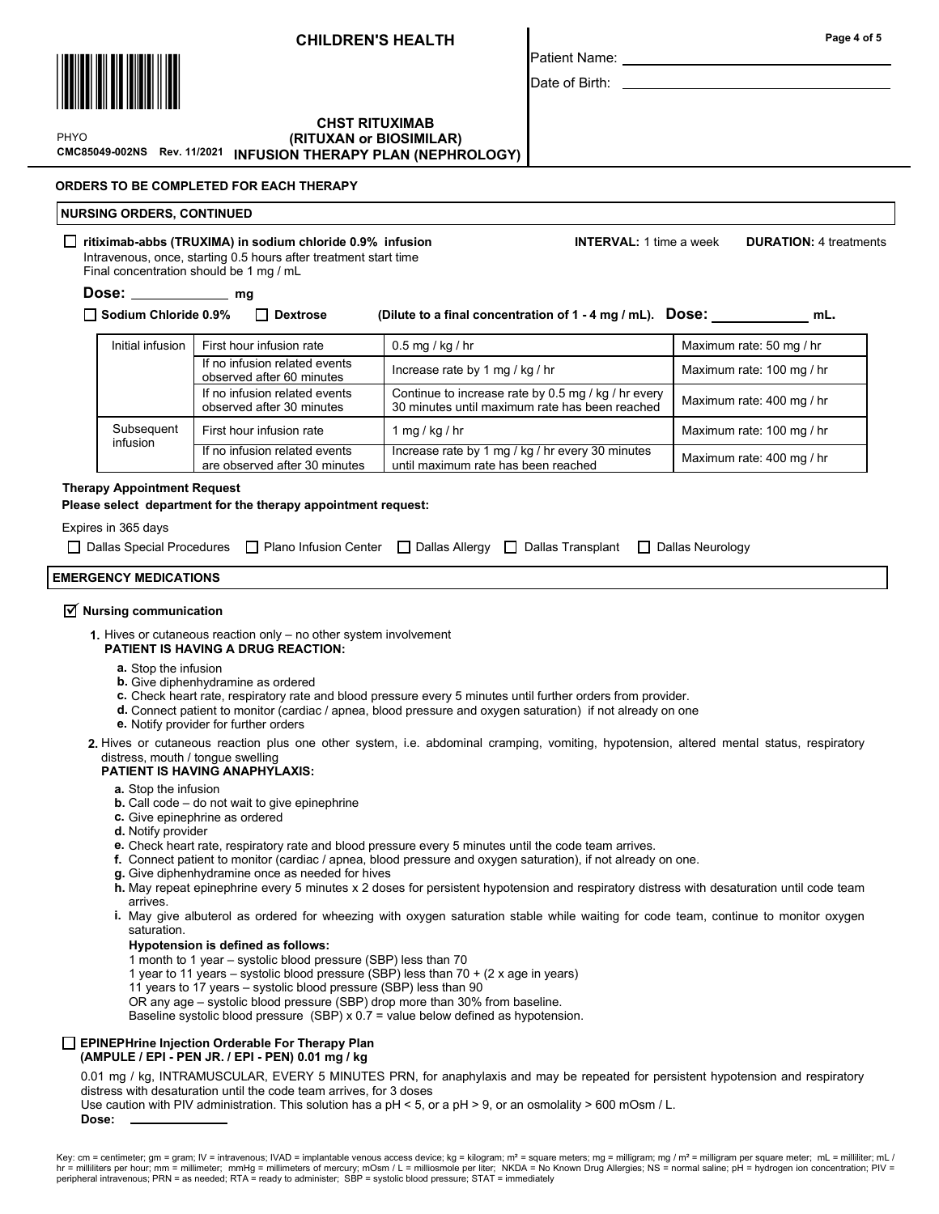# CHILDREN'S HEALTH

Patient Name: ___________________________

Date of Birth: ___________________________

PHYO
CMC85049-002NS Rev. 11/2021

## CHST RITUXIMAB (RITUXAN or BIOSIMILAR) INFUSION THERAPY PLAN (NEPHROLOGY)

### ORDERS TO BE COMPLETED FOR EACH THERAPY

### NURSING ORDERS, CONTINUED

☐ **ritiximab-abbs (TRUXIMA) in sodium chloride 0.9% infusion** **INTERVAL:** 1 time a week **DURATION:** 4 treatments
Intravenous, once, starting 0.5 hours after treatment start time
Final concentration should be 1 mg / mL

**Dose:** ____________ mg

☐ **Sodium Chloride 0.9%** ☐ **Dextrose** **(Dilute to a final concentration of 1 - 4 mg / mL). Dose:** ____________ **mL.**

| | | | |
|---|---|---|---|
| Initial infusion | First hour infusion rate | 0.5 mg / kg / hr | Maximum rate: 50 mg / hr |
| | If no infusion related events observed after 60 minutes | Increase rate by 1 mg / kg / hr | Maximum rate: 100 mg / hr |
| | If no infusion related events observed after 30 minutes | Continue to increase rate by 0.5 mg / kg / hr every 30 minutes until maximum rate has been reached | Maximum rate: 400 mg / hr |
| Subsequent infusion | First hour infusion rate | 1 mg / kg / hr | Maximum rate: 100 mg / hr |
| | If no infusion related events are observed after 30 minutes | Increase rate by 1 mg / kg / hr every 30 minutes until maximum rate has been reached | Maximum rate: 400 mg / hr |

**Therapy Appointment Request**
**Please select department for the therapy appointment request:**

Expires in 365 days

☐ Dallas Special Procedures ☐ Plano Infusion Center ☐ Dallas Allergy ☐ Dallas Transplant ☐ Dallas Neurology

### EMERGENCY MEDICATIONS

☑ **Nursing communication**

1. Hives or cutaneous reaction only – no other system involvement
   **PATIENT IS HAVING A DRUG REACTION:**
   a. Stop the infusion
   b. Give diphenhydramine as ordered
   c. Check heart rate, respiratory rate and blood pressure every 5 minutes until further orders from provider.
   d. Connect patient to monitor (cardiac / apnea, blood pressure and oxygen saturation) if not already on one
   e. Notify provider for further orders

2. Hives or cutaneous reaction plus one other system, i.e. abdominal cramping, vomiting, hypotension, altered mental status, respiratory distress, mouth / tongue swelling
   **PATIENT IS HAVING ANAPHYLAXIS:**
   a. Stop the infusion
   b. Call code – do not wait to give epinephrine
   c. Give epinephrine as ordered
   d. Notify provider
   e. Check heart rate, respiratory rate and blood pressure every 5 minutes until the code team arrives.
   f. Connect patient to monitor (cardiac / apnea, blood pressure and oxygen saturation), if not already on one.
   g. Give diphenhydramine once as needed for hives
   h. May repeat epinephrine every 5 minutes x 2 doses for persistent hypotension and respiratory distress with desaturation until code team arrives.
   i. May give albuterol as ordered for wheezing with oxygen saturation stable while waiting for code team, continue to monitor oxygen saturation.

   **Hypotension is defined as follows:**
   1 month to 1 year – systolic blood pressure (SBP) less than 70
   1 year to 11 years – systolic blood pressure (SBP) less than 70 + (2 x age in years)
   11 years to 17 years – systolic blood pressure (SBP) less than 90
   OR any age – systolic blood pressure (SBP) drop more than 30% from baseline.
   Baseline systolic blood pressure (SBP) x 0.7 = value below defined as hypotension.

☐ **EPINEPHrine Injection Orderable For Therapy Plan (AMPULE / EPI - PEN JR. / EPI - PEN) 0.01 mg / kg**

0.01 mg / kg, INTRAMUSCULAR, EVERY 5 MINUTES PRN, for anaphylaxis and may be repeated for persistent hypotension and respiratory distress with desaturation until the code team arrives, for 3 doses
Use caution with PIV administration. This solution has a pH < 5, or a pH > 9, or an osmolality > 600 mOsm / L.
**Dose:** ____________

Key: cm = centimeter; gm = gram; IV = intravenous; IVAD = implantable venous access device; kg = kilogram; m² = square meters; mg = milligram; mg / m² = milligram per square meter; mL = milliliter; mL / hr = milliliters per hour; mm = millimeter; mmHg = millimeters of mercury; mOsm / L = milliosmole per liter; NKDA = No Known Drug Allergies; NS = normal saline; pH = hydrogen ion concentration; PIV = peripheral intravenous; PRN = as needed; RTA = ready to administer; SBP = systolic blood pressure; STAT = immediately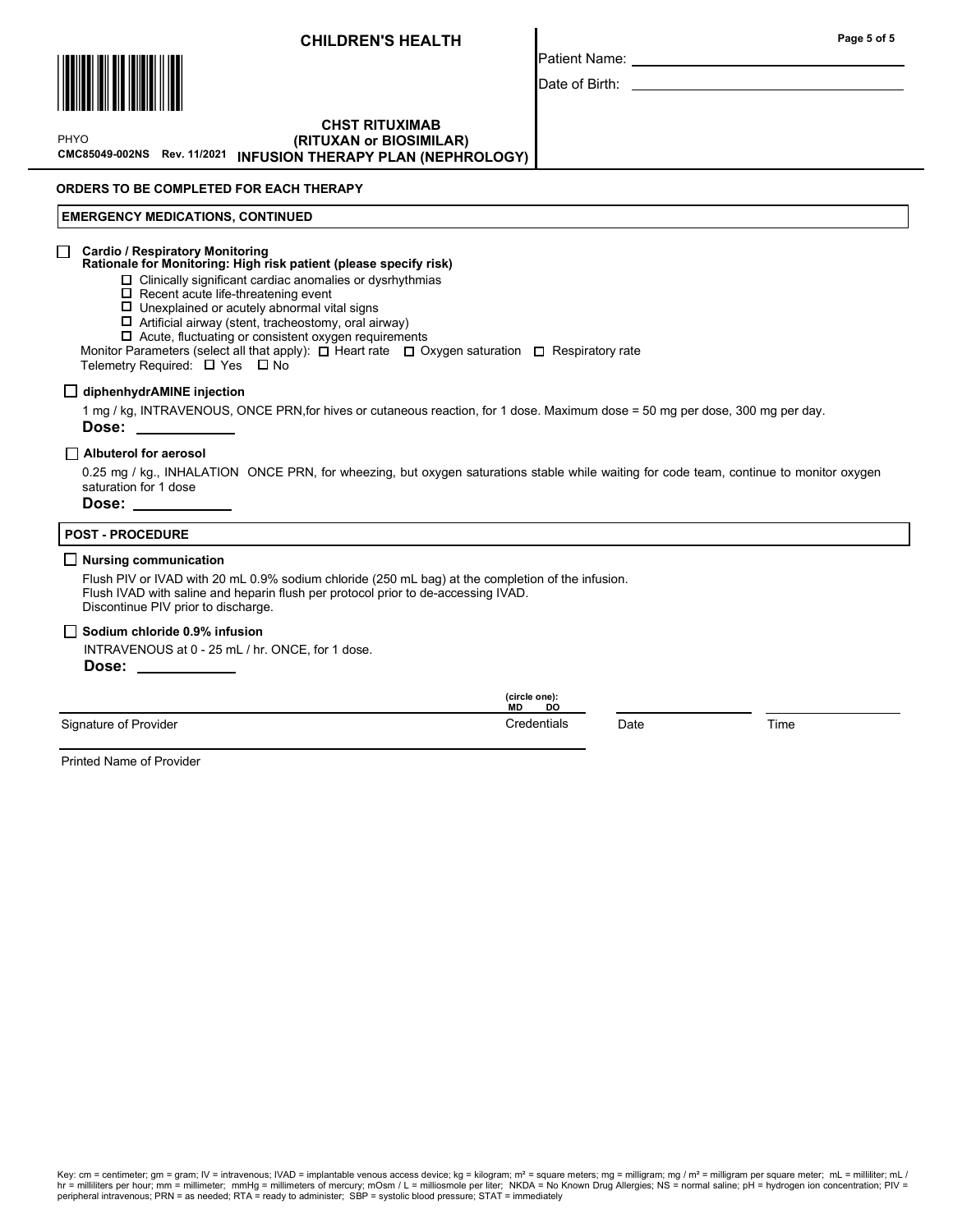**CHILDREN'S HEALTH**

Patient Name: \_\_\_\_\_\_\_\_\_\_\_\_\_\_\_\_\_\_\_\_

Date of Birth: \_\_\_\_\_\_\_\_\_\_\_\_\_\_\_\_\_\_\_\_

PHYO
CMC85049-002NS Rev. 11/2021

**CHST RITUXIMAB (RITUXAN or BIOSIMILAR) INFUSION THERAPY PLAN (NEPHROLOGY)**

## ORDERS TO BE COMPLETED FOR EACH THERAPY

### EMERGENCY MEDICATIONS, CONTINUED

☐ **Cardio / Respiratory Monitoring**
**Rationale for Monitoring: High risk patient (please specify risk)**
- ☐ Clinically significant cardiac anomalies or dysrhythmias
- ☐ Recent acute life-threatening event
- ☐ Unexplained or acutely abnormal vital signs
- ☐ Artificial airway (stent, tracheostomy, oral airway)
- ☐ Acute, fluctuating or consistent oxygen requirements

Monitor Parameters (select all that apply): ☐ Heart rate ☐ Oxygen saturation ☐ Respiratory rate
Telemetry Required: ☐ Yes ☐ No

☐ **diphenhydrAMINE injection**

1 mg / kg, INTRAVENOUS, ONCE PRN,for hives or cutaneous reaction, for 1 dose. Maximum dose = 50 mg per dose, 300 mg per day.
**Dose:** \_\_\_\_\_\_\_\_\_\_

☐ **Albuterol for aerosol**

0.25 mg / kg., INHALATION ONCE PRN, for wheezing, but oxygen saturations stable while waiting for code team, continue to monitor oxygen saturation for 1 dose
**Dose:** \_\_\_\_\_\_\_\_\_\_

### POST - PROCEDURE

☐ **Nursing communication**

Flush PIV or IVAD with 20 mL 0.9% sodium chloride (250 mL bag) at the completion of the infusion.
Flush IVAD with saline and heparin flush per protocol prior to de-accessing IVAD.
Discontinue PIV prior to discharge.

☐ **Sodium chloride 0.9% infusion**

INTRAVENOUS at 0 - 25 mL / hr. ONCE, for 1 dose.
**Dose:** \_\_\_\_\_\_\_\_\_\_

| | | | |
|---|---|---|---|
| Signature of Provider | Credentials (circle one): MD DO | Date | Time |

Printed Name of Provider

Key: cm = centimeter; gm = gram; IV = intravenous; IVAD = implantable venous access device; kg = kilogram; m² = square meters; mg = milligram; mg / m² = milligram per square meter; mL = milliliter; mL / hr = milliliters per hour; mm = millimeter; mmHg = millimeters of mercury; mOsm / L = milliosmole per liter; NKDA = No Known Drug Allergies; NS = normal saline; pH = hydrogen ion concentration; PIV = peripheral intravenous; PRN = as needed; RTA = ready to administer; SBP = systolic blood pressure; STAT = immediately